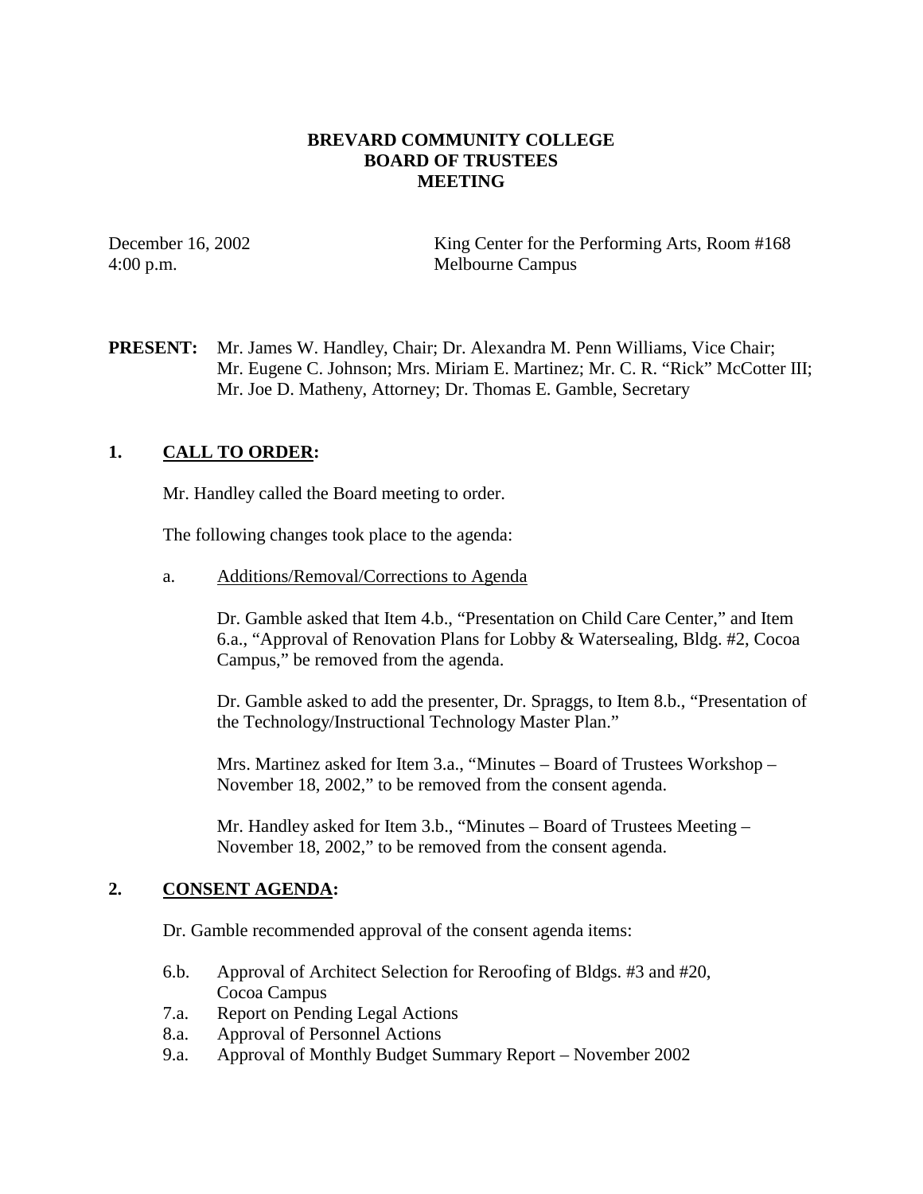# BREVARD COMMUNITY COLLEGE
# BOARD OF TRUSTEES
# MEETING

December 16, 2002 — King Center for the Performing Arts, Room #168
4:00 p.m. — Melbourne Campus

**PRESENT:** Mr. James W. Handley, Chair; Dr. Alexandra M. Penn Williams, Vice Chair; Mr. Eugene C. Johnson; Mrs. Miriam E. Martinez; Mr. C. R. "Rick" McCotter III; Mr. Joe D. Matheny, Attorney; Dr. Thomas E. Gamble, Secretary

## 1. CALL TO ORDER:

Mr. Handley called the Board meeting to order.

The following changes took place to the agenda:

a. Additions/Removal/Corrections to Agenda

Dr. Gamble asked that Item 4.b., "Presentation on Child Care Center," and Item 6.a., "Approval of Renovation Plans for Lobby & Watersealing, Bldg. #2, Cocoa Campus," be removed from the agenda.

Dr. Gamble asked to add the presenter, Dr. Spraggs, to Item 8.b., "Presentation of the Technology/Instructional Technology Master Plan."

Mrs. Martinez asked for Item 3.a., "Minutes – Board of Trustees Workshop – November 18, 2002," to be removed from the consent agenda.

Mr. Handley asked for Item 3.b., "Minutes – Board of Trustees Meeting – November 18, 2002," to be removed from the consent agenda.

## 2. CONSENT AGENDA:

Dr. Gamble recommended approval of the consent agenda items:

- 6.b. Approval of Architect Selection for Reroofing of Bldgs. #3 and #20, Cocoa Campus
- 7.a. Report on Pending Legal Actions
- 8.a. Approval of Personnel Actions
- 9.a. Approval of Monthly Budget Summary Report – November 2002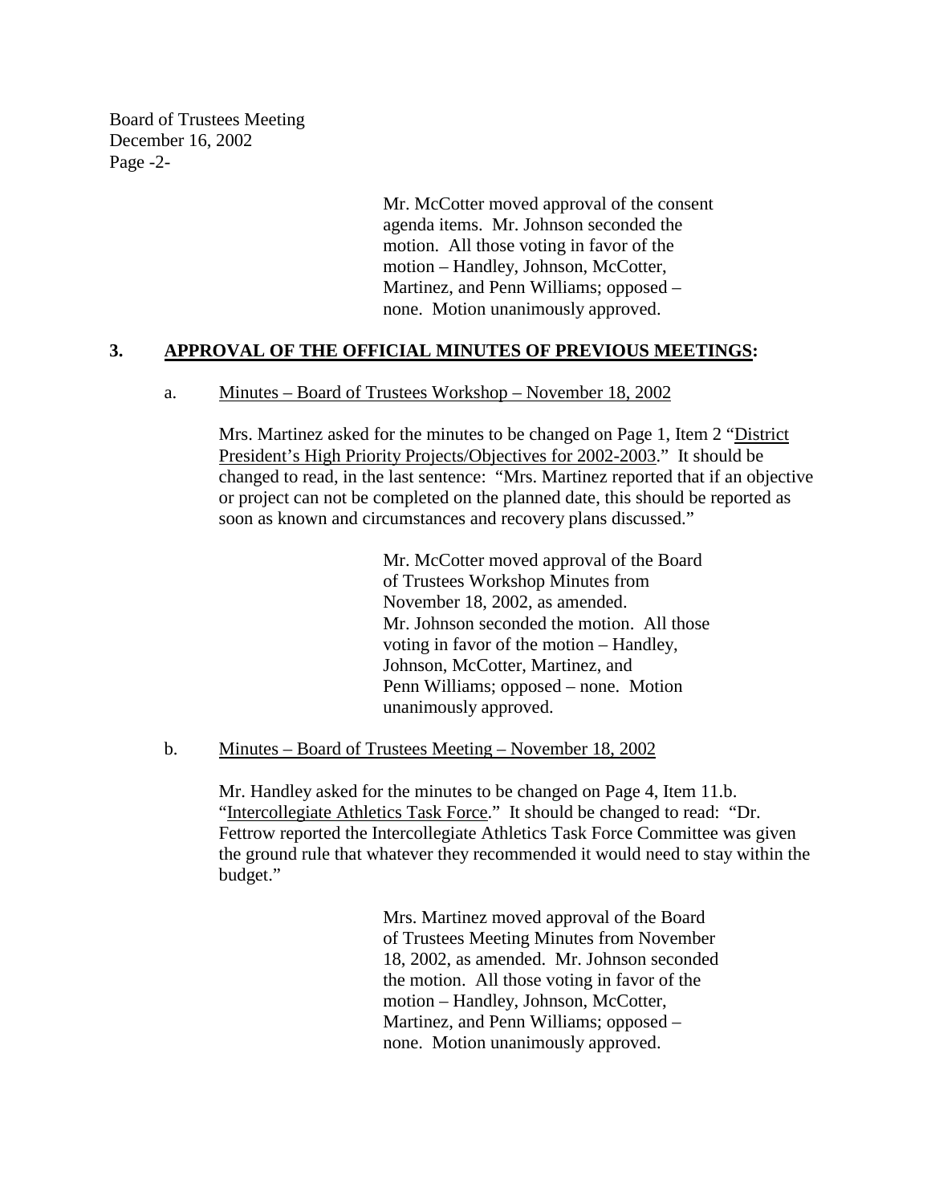Mr. McCotter moved approval of the consent agenda items. Mr. Johnson seconded the motion. All those voting in favor of the motion – Handley, Johnson, McCotter, Martinez, and Penn Williams; opposed – none. Motion unanimously approved.

## 3. APPROVAL OF THE OFFICIAL MINUTES OF PREVIOUS MEETINGS:

a. Minutes – Board of Trustees Workshop – November 18, 2002

Mrs. Martinez asked for the minutes to be changed on Page 1, Item 2 "District President's High Priority Projects/Objectives for 2002-2003." It should be changed to read, in the last sentence: "Mrs. Martinez reported that if an objective or project can not be completed on the planned date, this should be reported as soon as known and circumstances and recovery plans discussed."

Mr. McCotter moved approval of the Board of Trustees Workshop Minutes from November 18, 2002, as amended. Mr. Johnson seconded the motion. All those voting in favor of the motion – Handley, Johnson, McCotter, Martinez, and Penn Williams; opposed – none. Motion unanimously approved.

b. Minutes – Board of Trustees Meeting – November 18, 2002

Mr. Handley asked for the minutes to be changed on Page 4, Item 11.b. "Intercollegiate Athletics Task Force." It should be changed to read: "Dr. Fettrow reported the Intercollegiate Athletics Task Force Committee was given the ground rule that whatever they recommended it would need to stay within the budget."

Mrs. Martinez moved approval of the Board of Trustees Meeting Minutes from November 18, 2002, as amended. Mr. Johnson seconded the motion. All those voting in favor of the motion – Handley, Johnson, McCotter, Martinez, and Penn Williams; opposed – none. Motion unanimously approved.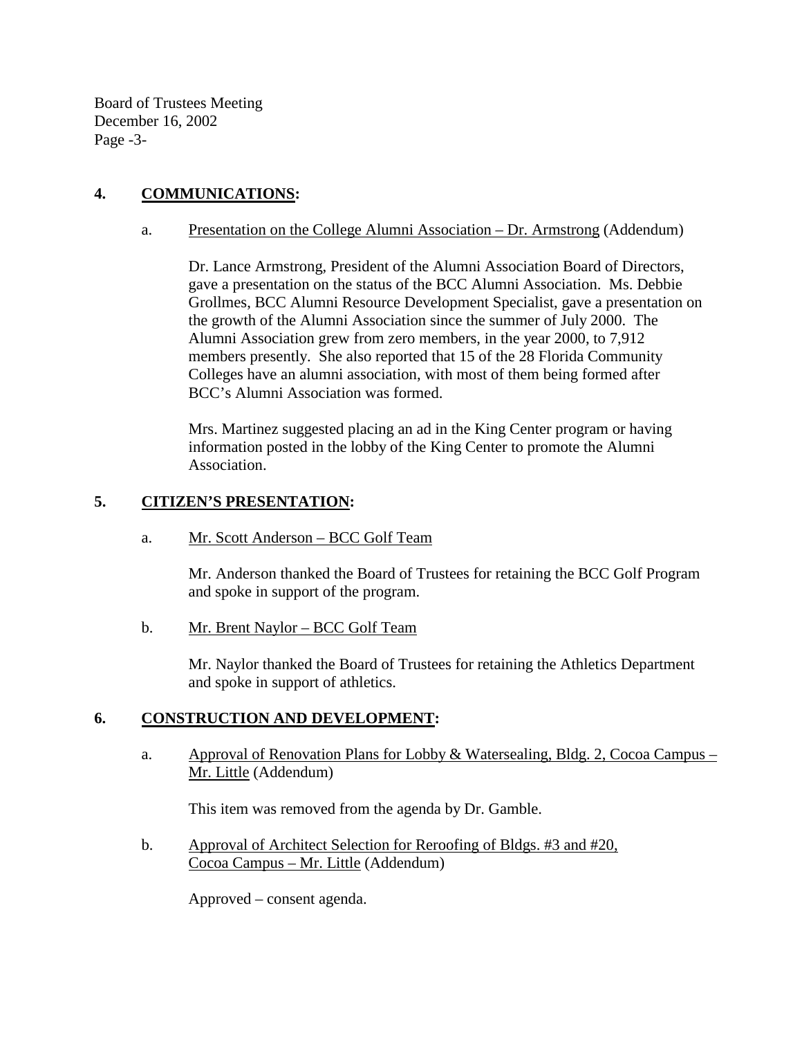## 4. COMMUNICATIONS:

a. Presentation on the College Alumni Association – Dr. Armstrong (Addendum)

Dr. Lance Armstrong, President of the Alumni Association Board of Directors, gave a presentation on the status of the BCC Alumni Association. Ms. Debbie Grollmes, BCC Alumni Resource Development Specialist, gave a presentation on the growth of the Alumni Association since the summer of July 2000. The Alumni Association grew from zero members, in the year 2000, to 7,912 members presently. She also reported that 15 of the 28 Florida Community Colleges have an alumni association, with most of them being formed after BCC's Alumni Association was formed.

Mrs. Martinez suggested placing an ad in the King Center program or having information posted in the lobby of the King Center to promote the Alumni Association.

## 5. CITIZEN'S PRESENTATION:

a. Mr. Scott Anderson – BCC Golf Team

Mr. Anderson thanked the Board of Trustees for retaining the BCC Golf Program and spoke in support of the program.

b. Mr. Brent Naylor – BCC Golf Team

Mr. Naylor thanked the Board of Trustees for retaining the Athletics Department and spoke in support of athletics.

## 6. CONSTRUCTION AND DEVELOPMENT:

a. Approval of Renovation Plans for Lobby & Watersealing, Bldg. 2, Cocoa Campus – Mr. Little (Addendum)

This item was removed from the agenda by Dr. Gamble.

b. Approval of Architect Selection for Reroofing of Bldgs. #3 and #20, Cocoa Campus – Mr. Little (Addendum)

Approved – consent agenda.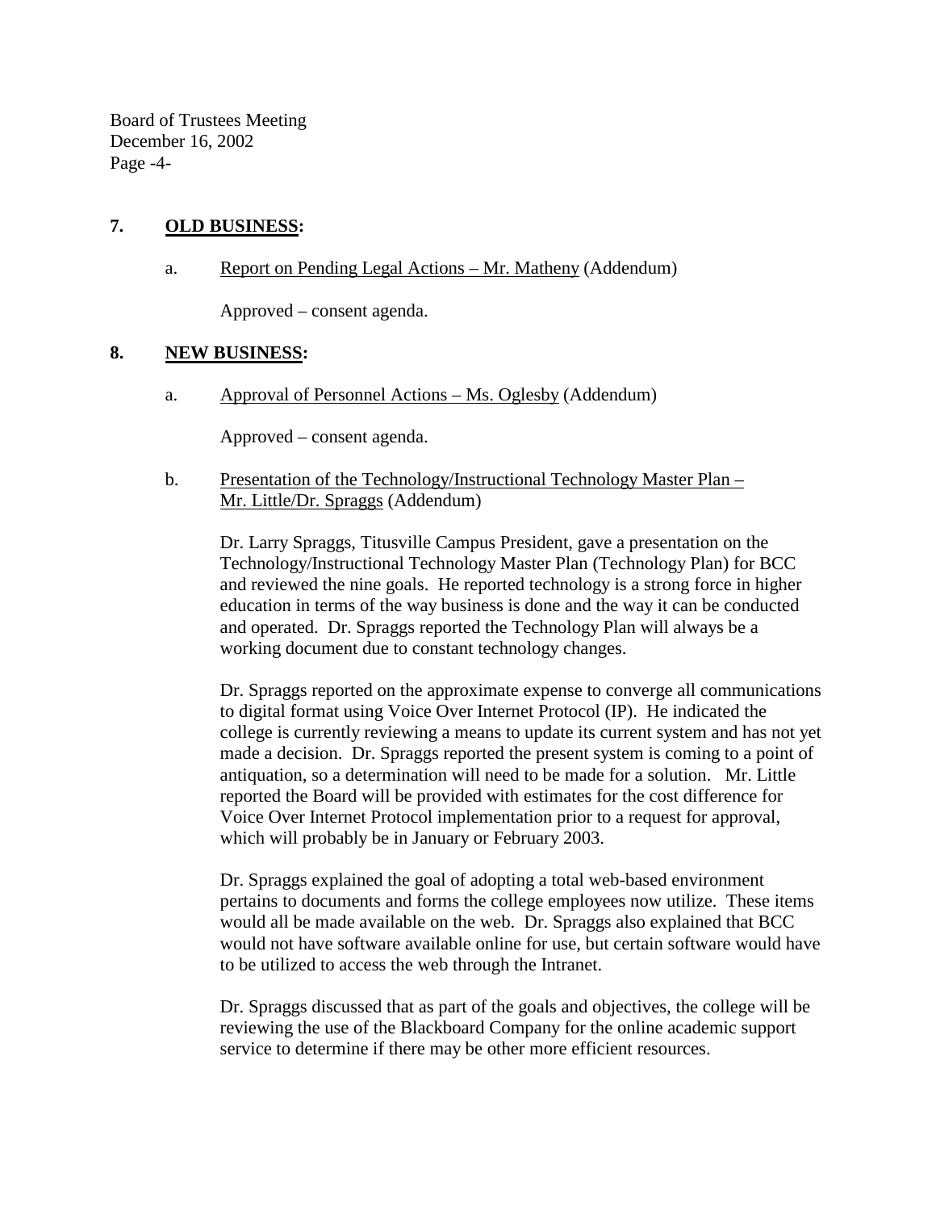## 7. **OLD BUSINESS:**

a. Report on Pending Legal Actions – Mr. Matheny (Addendum)

Approved – consent agenda.

## 8. **NEW BUSINESS:**

a. Approval of Personnel Actions – Ms. Oglesby (Addendum)

Approved – consent agenda.

b. Presentation of the Technology/Instructional Technology Master Plan – Mr. Little/Dr. Spraggs (Addendum)

Dr. Larry Spraggs, Titusville Campus President, gave a presentation on the Technology/Instructional Technology Master Plan (Technology Plan) for BCC and reviewed the nine goals. He reported technology is a strong force in higher education in terms of the way business is done and the way it can be conducted and operated. Dr. Spraggs reported the Technology Plan will always be a working document due to constant technology changes.

Dr. Spraggs reported on the approximate expense to converge all communications to digital format using Voice Over Internet Protocol (IP). He indicated the college is currently reviewing a means to update its current system and has not yet made a decision. Dr. Spraggs reported the present system is coming to a point of antiquation, so a determination will need to be made for a solution. Mr. Little reported the Board will be provided with estimates for the cost difference for Voice Over Internet Protocol implementation prior to a request for approval, which will probably be in January or February 2003.

Dr. Spraggs explained the goal of adopting a total web-based environment pertains to documents and forms the college employees now utilize. These items would all be made available on the web. Dr. Spraggs also explained that BCC would not have software available online for use, but certain software would have to be utilized to access the web through the Intranet.

Dr. Spraggs discussed that as part of the goals and objectives, the college will be reviewing the use of the Blackboard Company for the online academic support service to determine if there may be other more efficient resources.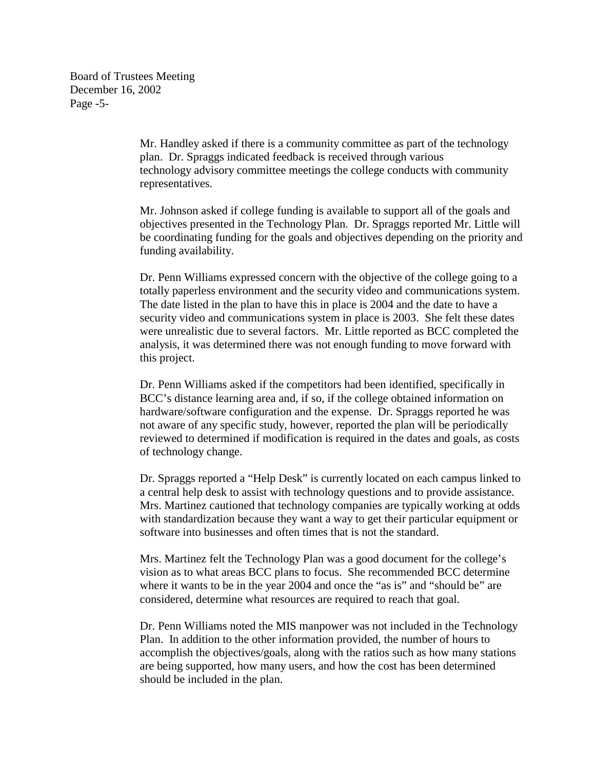Mr. Handley asked if there is a community committee as part of the technology plan. Dr. Spraggs indicated feedback is received through various technology advisory committee meetings the college conducts with community representatives.

Mr. Johnson asked if college funding is available to support all of the goals and objectives presented in the Technology Plan. Dr. Spraggs reported Mr. Little will be coordinating funding for the goals and objectives depending on the priority and funding availability.

Dr. Penn Williams expressed concern with the objective of the college going to a totally paperless environment and the security video and communications system. The date listed in the plan to have this in place is 2004 and the date to have a security video and communications system in place is 2003. She felt these dates were unrealistic due to several factors. Mr. Little reported as BCC completed the analysis, it was determined there was not enough funding to move forward with this project.

Dr. Penn Williams asked if the competitors had been identified, specifically in BCC's distance learning area and, if so, if the college obtained information on hardware/software configuration and the expense. Dr. Spraggs reported he was not aware of any specific study, however, reported the plan will be periodically reviewed to determined if modification is required in the dates and goals, as costs of technology change.

Dr. Spraggs reported a "Help Desk" is currently located on each campus linked to a central help desk to assist with technology questions and to provide assistance. Mrs. Martinez cautioned that technology companies are typically working at odds with standardization because they want a way to get their particular equipment or software into businesses and often times that is not the standard.

Mrs. Martinez felt the Technology Plan was a good document for the college's vision as to what areas BCC plans to focus. She recommended BCC determine where it wants to be in the year 2004 and once the "as is" and "should be" are considered, determine what resources are required to reach that goal.

Dr. Penn Williams noted the MIS manpower was not included in the Technology Plan. In addition to the other information provided, the number of hours to accomplish the objectives/goals, along with the ratios such as how many stations are being supported, how many users, and how the cost has been determined should be included in the plan.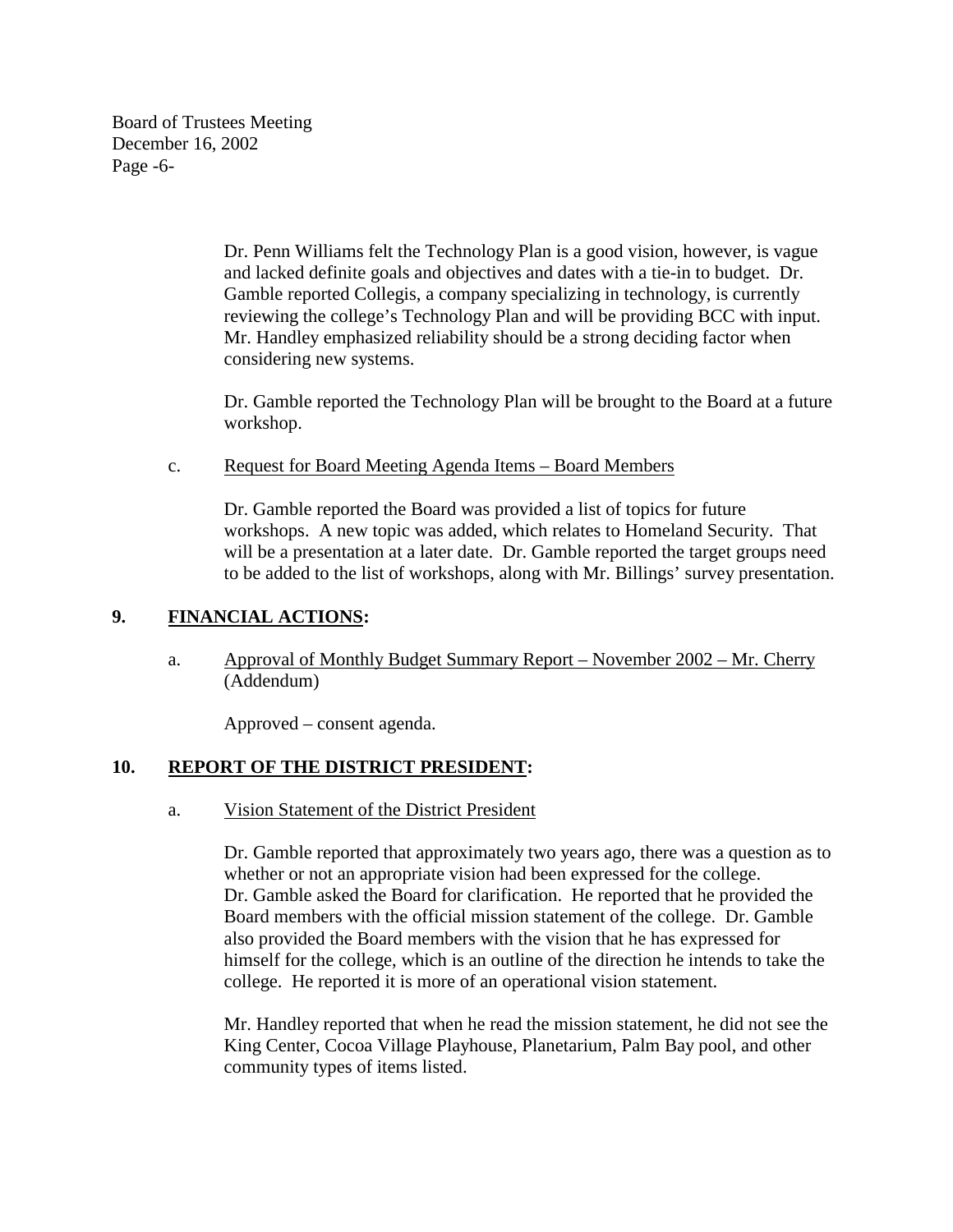Dr. Penn Williams felt the Technology Plan is a good vision, however, is vague and lacked definite goals and objectives and dates with a tie-in to budget. Dr. Gamble reported Collegis, a company specializing in technology, is currently reviewing the college's Technology Plan and will be providing BCC with input. Mr. Handley emphasized reliability should be a strong deciding factor when considering new systems.

Dr. Gamble reported the Technology Plan will be brought to the Board at a future workshop.

c. Request for Board Meeting Agenda Items – Board Members

Dr. Gamble reported the Board was provided a list of topics for future workshops. A new topic was added, which relates to Homeland Security. That will be a presentation at a later date. Dr. Gamble reported the target groups need to be added to the list of workshops, along with Mr. Billings' survey presentation.

## 9. FINANCIAL ACTIONS:

a. Approval of Monthly Budget Summary Report – November 2002 – Mr. Cherry (Addendum)

Approved – consent agenda.

## 10. REPORT OF THE DISTRICT PRESIDENT:

a. Vision Statement of the District President

Dr. Gamble reported that approximately two years ago, there was a question as to whether or not an appropriate vision had been expressed for the college. Dr. Gamble asked the Board for clarification. He reported that he provided the Board members with the official mission statement of the college. Dr. Gamble also provided the Board members with the vision that he has expressed for himself for the college, which is an outline of the direction he intends to take the college. He reported it is more of an operational vision statement.

Mr. Handley reported that when he read the mission statement, he did not see the King Center, Cocoa Village Playhouse, Planetarium, Palm Bay pool, and other community types of items listed.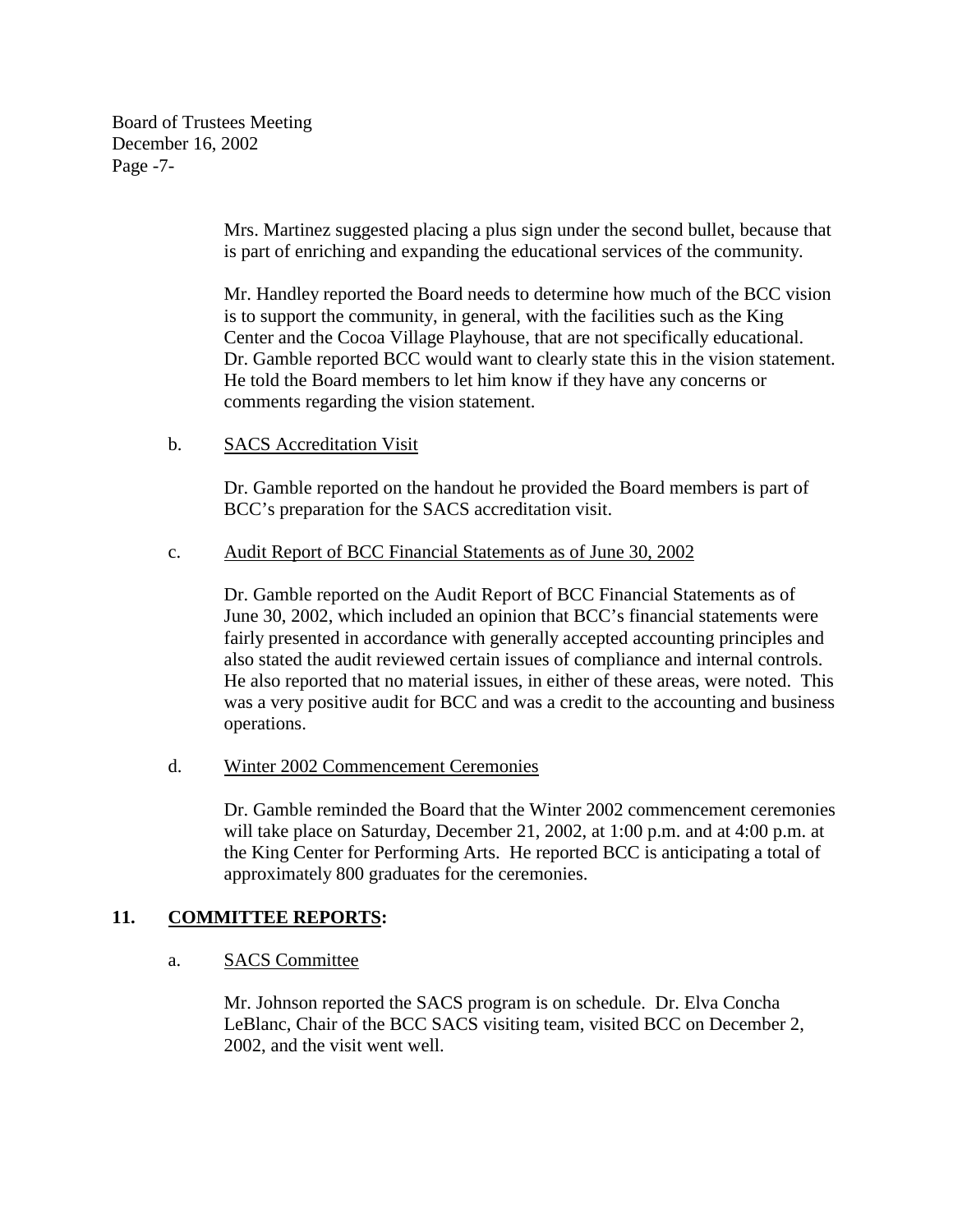Mrs. Martinez suggested placing a plus sign under the second bullet, because that is part of enriching and expanding the educational services of the community.

Mr. Handley reported the Board needs to determine how much of the BCC vision is to support the community, in general, with the facilities such as the King Center and the Cocoa Village Playhouse, that are not specifically educational. Dr. Gamble reported BCC would want to clearly state this in the vision statement. He told the Board members to let him know if they have any concerns or comments regarding the vision statement.

b. <u>SACS Accreditation Visit</u>

Dr. Gamble reported on the handout he provided the Board members is part of BCC's preparation for the SACS accreditation visit.

c. <u>Audit Report of BCC Financial Statements as of June 30, 2002</u>

Dr. Gamble reported on the Audit Report of BCC Financial Statements as of June 30, 2002, which included an opinion that BCC's financial statements were fairly presented in accordance with generally accepted accounting principles and also stated the audit reviewed certain issues of compliance and internal controls. He also reported that no material issues, in either of these areas, were noted. This was a very positive audit for BCC and was a credit to the accounting and business operations.

d. <u>Winter 2002 Commencement Ceremonies</u>

Dr. Gamble reminded the Board that the Winter 2002 commencement ceremonies will take place on Saturday, December 21, 2002, at 1:00 p.m. and at 4:00 p.m. at the King Center for Performing Arts. He reported BCC is anticipating a total of approximately 800 graduates for the ceremonies.

## 11. <u>COMMITTEE REPORTS</u>:

a. <u>SACS Committee</u>

Mr. Johnson reported the SACS program is on schedule. Dr. Elva Concha LeBlanc, Chair of the BCC SACS visiting team, visited BCC on December 2, 2002, and the visit went well.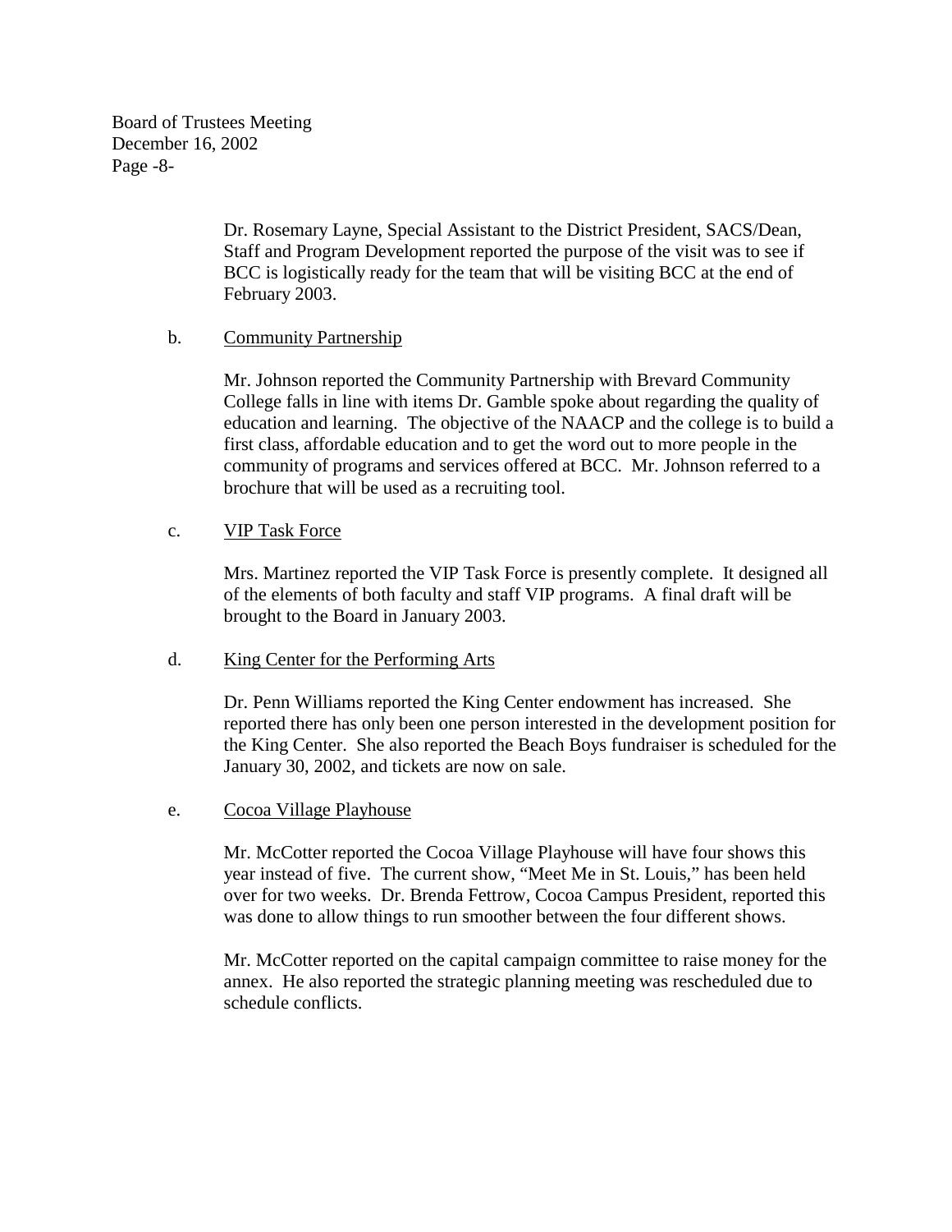Dr. Rosemary Layne, Special Assistant to the District President, SACS/Dean, Staff and Program Development reported the purpose of the visit was to see if BCC is logistically ready for the team that will be visiting BCC at the end of February 2003.

b. Community Partnership

Mr. Johnson reported the Community Partnership with Brevard Community College falls in line with items Dr. Gamble spoke about regarding the quality of education and learning. The objective of the NAACP and the college is to build a first class, affordable education and to get the word out to more people in the community of programs and services offered at BCC. Mr. Johnson referred to a brochure that will be used as a recruiting tool.

c. VIP Task Force

Mrs. Martinez reported the VIP Task Force is presently complete. It designed all of the elements of both faculty and staff VIP programs. A final draft will be brought to the Board in January 2003.

d. King Center for the Performing Arts

Dr. Penn Williams reported the King Center endowment has increased. She reported there has only been one person interested in the development position for the King Center. She also reported the Beach Boys fundraiser is scheduled for the January 30, 2002, and tickets are now on sale.

e. Cocoa Village Playhouse

Mr. McCotter reported the Cocoa Village Playhouse will have four shows this year instead of five. The current show, "Meet Me in St. Louis," has been held over for two weeks. Dr. Brenda Fettrow, Cocoa Campus President, reported this was done to allow things to run smoother between the four different shows.

Mr. McCotter reported on the capital campaign committee to raise money for the annex. He also reported the strategic planning meeting was rescheduled due to schedule conflicts.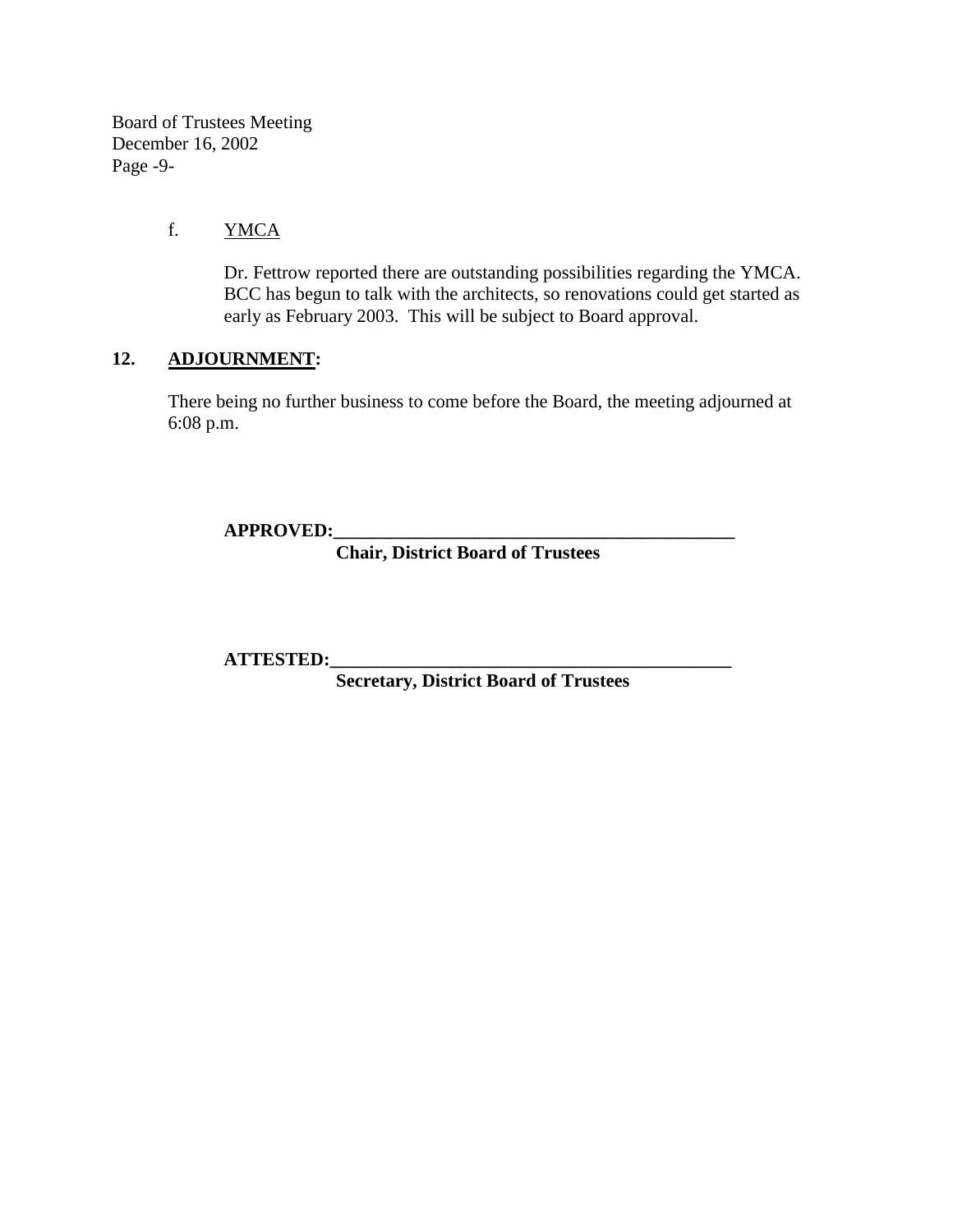f. <u>YMCA</u>

Dr. Fettrow reported there are outstanding possibilities regarding the YMCA. BCC has begun to talk with the architects, so renovations could get started as early as February 2003. This will be subject to Board approval.

## 12. ADJOURNMENT:

There being no further business to come before the Board, the meeting adjourned at 6:08 p.m.

**APPROVED:\_\_\_\_\_\_\_\_\_\_\_\_\_\_\_\_\_\_\_\_\_\_\_\_\_\_\_\_\_\_\_\_\_\_\_\_\_\_\_\_\_\_\_**
**Chair, District Board of Trustees**

**ATTESTED:\_\_\_\_\_\_\_\_\_\_\_\_\_\_\_\_\_\_\_\_\_\_\_\_\_\_\_\_\_\_\_\_\_\_\_\_\_\_\_\_\_\_\_**
**Secretary, District Board of Trustees**